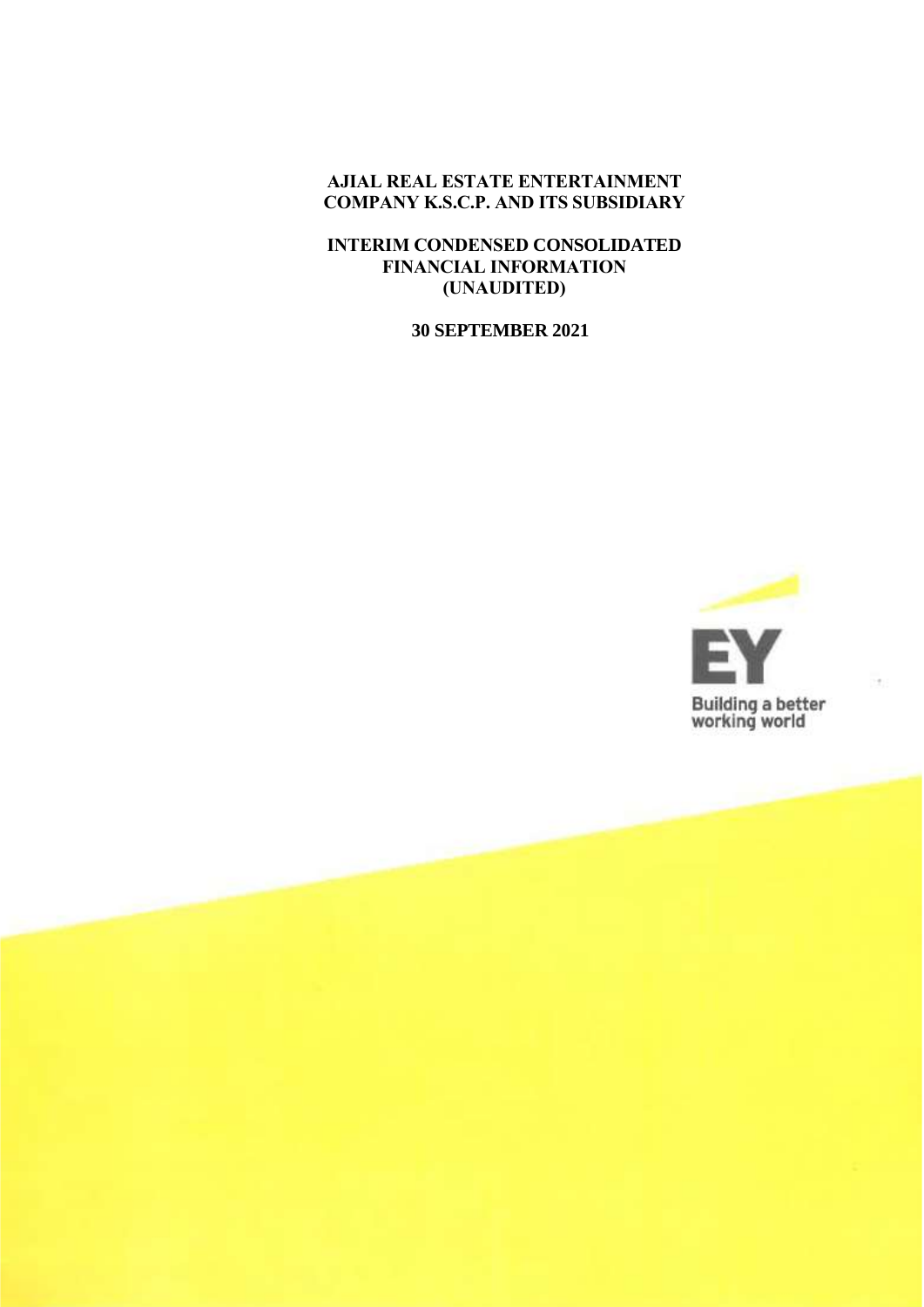**AJIAL REAL ESTATE ENTERTAINMENT COMPANY K.S.C.P. AND ITS SUBSIDIARY**

**INTERIM CONDENSED CONSOLIDATED FINANCIAL INFORMATION (UNAUDITED)**

**30 SEPTEMBER 2021**

EY

Building a better working world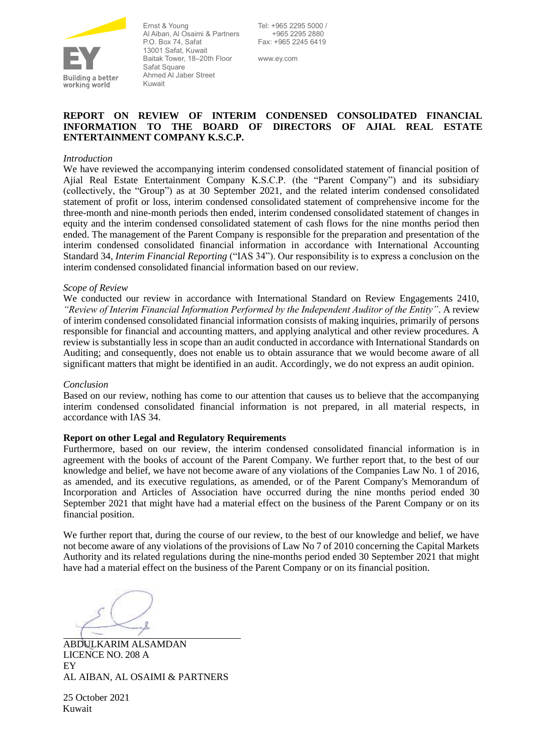Ernst & Young
Al Aiban, Al Osaimi & Partners
P.O. Box 74, Safat
13001 Safat, Kuwait
Baitak Tower, 18–20th Floor
Safat Square
Ahmed Al Jaber Street
Kuwait

Tel: +965 2295 5000 /
+965 2295 2880
Fax: +965 2245 6419

www.ey.com

**REPORT ON REVIEW OF INTERIM CONDENSED CONSOLIDATED FINANCIAL INFORMATION TO THE BOARD OF DIRECTORS OF AJIAL REAL ESTATE ENTERTAINMENT COMPANY K.S.C.P.**

*Introduction*

We have reviewed the accompanying interim condensed consolidated statement of financial position of Ajial Real Estate Entertainment Company K.S.C.P. (the "Parent Company") and its subsidiary (collectively, the "Group") as at 30 September 2021, and the related interim condensed consolidated statement of profit or loss, interim condensed consolidated statement of comprehensive income for the three-month and nine-month periods then ended, interim condensed consolidated statement of changes in equity and the interim condensed consolidated statement of cash flows for the nine months period then ended. The management of the Parent Company is responsible for the preparation and presentation of the interim condensed consolidated financial information in accordance with International Accounting Standard 34, *Interim Financial Reporting* ("IAS 34"). Our responsibility is to express a conclusion on the interim condensed consolidated financial information based on our review.

*Scope of Review*

We conducted our review in accordance with International Standard on Review Engagements 2410, *"Review of Interim Financial Information Performed by the Independent Auditor of the Entity"*. A review of interim condensed consolidated financial information consists of making inquiries, primarily of persons responsible for financial and accounting matters, and applying analytical and other review procedures. A review is substantially less in scope than an audit conducted in accordance with International Standards on Auditing; and consequently, does not enable us to obtain assurance that we would become aware of all significant matters that might be identified in an audit. Accordingly, we do not express an audit opinion.

*Conclusion*

Based on our review, nothing has come to our attention that causes us to believe that the accompanying interim condensed consolidated financial information is not prepared, in all material respects, in accordance with IAS 34.

**Report on other Legal and Regulatory Requirements**

Furthermore, based on our review, the interim condensed consolidated financial information is in agreement with the books of account of the Parent Company. We further report that, to the best of our knowledge and belief, we have not become aware of any violations of the Companies Law No. 1 of 2016, as amended, and its executive regulations, as amended, or of the Parent Company's Memorandum of Incorporation and Articles of Association have occurred during the nine months period ended 30 September 2021 that might have had a material effect on the business of the Parent Company or on its financial position.

We further report that, during the course of our review, to the best of our knowledge and belief, we have not become aware of any violations of the provisions of Law No 7 of 2010 concerning the Capital Markets Authority and its related regulations during the nine-months period ended 30 September 2021 that might have had a material effect on the business of the Parent Company or on its financial position.

ABDULKARIM ALSAMDAN
LICENCE NO. 208 A
EY
AL AIBAN, AL OSAIMI & PARTNERS

25 October 2021
Kuwait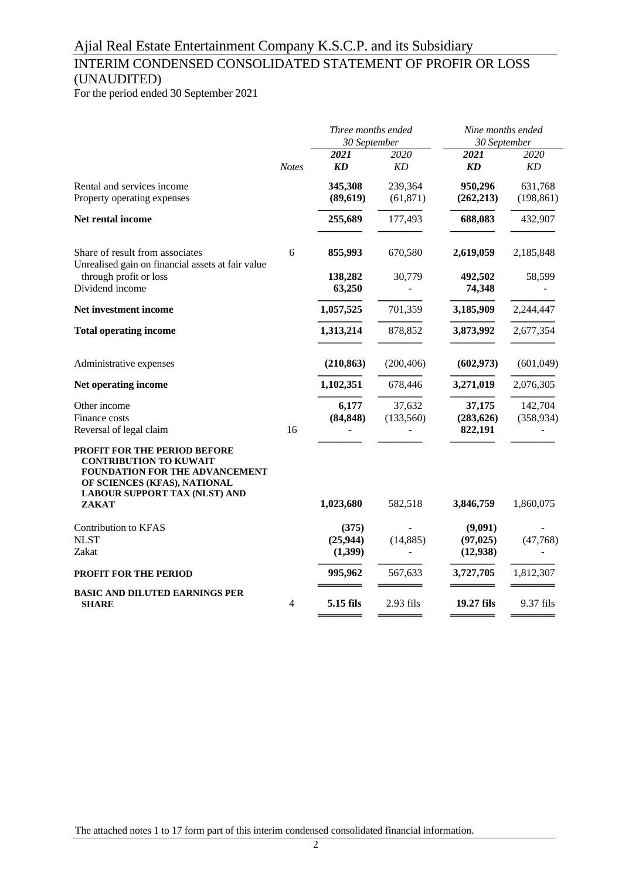# Ajial Real Estate Entertainment Company K.S.C.P. and its Subsidiary

## INTERIM CONDENSED CONSOLIDATED STATEMENT OF PROFIR OR LOSS (UNAUDITED)

For the period ended 30 September 2021

| | Notes | *Three months ended 30 September* | | *Nine months ended 30 September* | |
|---|---|---|---|---|---|
| | | ***2021*** | *2020* | ***2021*** | *2020* |
| | | ***KD*** | *KD* | ***KD*** | *KD* |
| Rental and services income | | **345,308** | 239,364 | **950,296** | 631,768 |
| Property operating expenses | | **(89,619)** | (61,871) | **(262,213)** | (198,861) |
| **Net rental income** | | **255,689** | 177,493 | **688,083** | 432,907 |
| Share of result from associates | 6 | **855,993** | 670,580 | **2,619,059** | 2,185,848 |
| Unrealised gain on financial assets at fair value through profit or loss | | **138,282** | 30,779 | **492,502** | 58,599 |
| Dividend income | | **63,250** | - | **74,348** | - |
| **Net investment income** | | **1,057,525** | 701,359 | **3,185,909** | 2,244,447 |
| **Total operating income** | | **1,313,214** | 878,852 | **3,873,992** | 2,677,354 |
| Administrative expenses | | **(210,863)** | (200,406) | **(602,973)** | (601,049) |
| **Net operating income** | | **1,102,351** | 678,446 | **3,271,019** | 2,076,305 |
| Other income | | **6,177** | 37,632 | **37,175** | 142,704 |
| Finance costs | | **(84,848)** | (133,560) | **(283,626)** | (358,934) |
| Reversal of legal claim | 16 | **-** | - | **822,191** | - |
| **PROFIT FOR THE PERIOD BEFORE CONTRIBUTION TO KUWAIT FOUNDATION FOR THE ADVANCEMENT OF SCIENCES (KFAS), NATIONAL LABOUR SUPPORT TAX (NLST) AND ZAKAT** | | **1,023,680** | 582,518 | **3,846,759** | 1,860,075 |
| Contribution to KFAS | | **(375)** | - | **(9,091)** | - |
| NLST | | **(25,944)** | (14,885) | **(97,025)** | (47,768) |
| Zakat | | **(1,399)** | - | **(12,938)** | - |
| **PROFIT FOR THE PERIOD** | | **995,962** | 567,633 | **3,727,705** | 1,812,307 |
| **BASIC AND DILUTED EARNINGS PER SHARE** | 4 | **5.15 fils** | 2.93 fils | **19.27 fils** | 9.37 fils |

The attached notes 1 to 17 form part of this interim condensed consolidated financial information.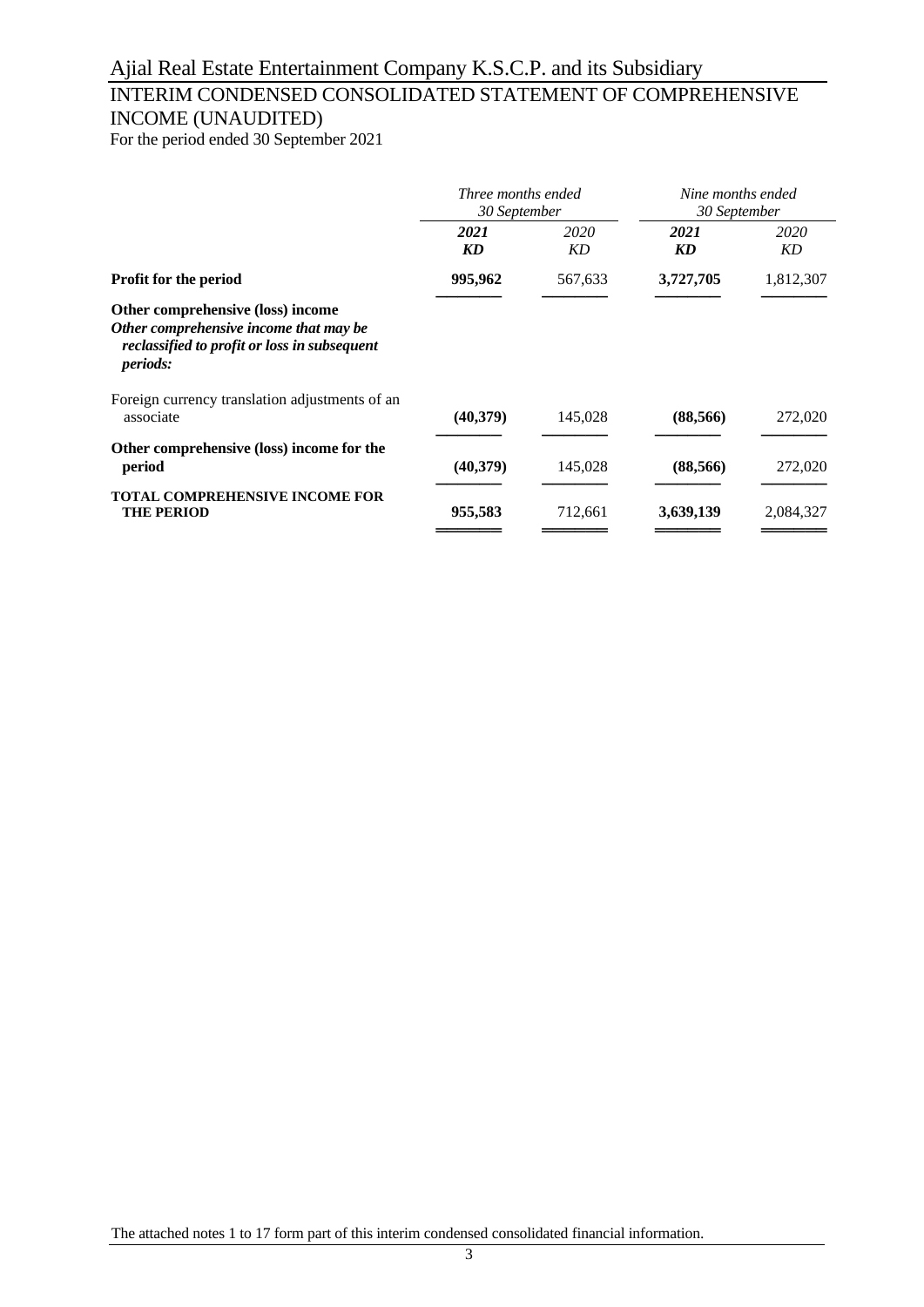# Ajial Real Estate Entertainment Company K.S.C.P. and its Subsidiary

## INTERIM CONDENSED CONSOLIDATED STATEMENT OF COMPREHENSIVE INCOME (UNAUDITED)

For the period ended 30 September 2021

| | *Three months ended 30 September* | | *Nine months ended 30 September* | |
|---|---|---|---|---|
| | ***2021*** | *2020* | ***2021*** | *2020* |
| | ***KD*** | *KD* | ***KD*** | *KD* |
| **Profit for the period** | **995,962** | 567,633 | **3,727,705** | 1,812,307 |
| **Other comprehensive (loss) income** | | | | |
| ***Other comprehensive income that may be reclassified to profit or loss in subsequent periods:*** | | | | |
| Foreign currency translation adjustments of an associate | **(40,379)** | 145,028 | **(88,566)** | 272,020 |
| **Other comprehensive (loss) income for the period** | **(40,379)** | 145,028 | **(88,566)** | 272,020 |
| **TOTAL COMPREHENSIVE INCOME FOR THE PERIOD** | **955,583** | 712,661 | **3,639,139** | 2,084,327 |

The attached notes 1 to 17 form part of this interim condensed consolidated financial information.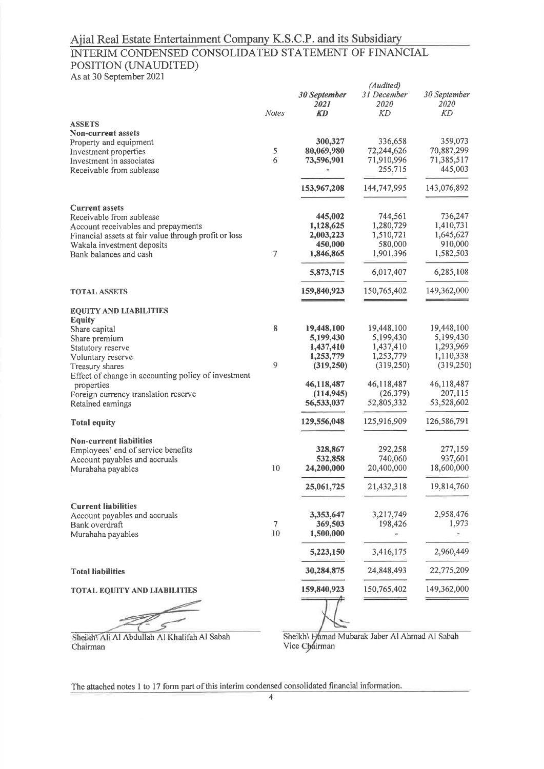# Ajial Real Estate Entertainment Company K.S.C.P. and its Subsidiary

## INTERIM CONDENSED CONSOLIDATED STATEMENT OF FINANCIAL POSITION (UNAUDITED)

As at 30 September 2021

| | Notes | *30 September 2021* **KD** | *(Audited)* *31 December 2020* *KD* | *30 September 2020* *KD* |
|---|---|---|---|---|
| **ASSETS** | | | | |
| **Non-current assets** | | | | |
| Property and equipment | | **300,327** | 336,658 | 359,073 |
| Investment properties | 5 | **80,069,980** | 72,244,626 | 70,887,299 |
| Investment in associates | 6 | **73,596,901** | 71,910,996 | 71,385,517 |
| Receivable from sublease | | **-** | 255,715 | 445,003 |
| | | **153,967,208** | 144,747,995 | 143,076,892 |
| **Current assets** | | | | |
| Receivable from sublease | | **445,002** | 744,561 | 736,247 |
| Account receivables and prepayments | | **1,128,625** | 1,280,729 | 1,410,731 |
| Financial assets at fair value through profit or loss | | **2,003,223** | 1,510,721 | 1,645,627 |
| Wakala investment deposits | | **450,000** | 580,000 | 910,000 |
| Bank balances and cash | 7 | **1,846,865** | 1,901,396 | 1,582,503 |
| | | **5,873,715** | 6,017,407 | 6,285,108 |
| **TOTAL ASSETS** | | **159,840,923** | 150,765,402 | 149,362,000 |
| **EQUITY AND LIABILITIES** | | | | |
| **Equity** | | | | |
| Share capital | 8 | **19,448,100** | 19,448,100 | 19,448,100 |
| Share premium | | **5,199,430** | 5,199,430 | 5,199,430 |
| Statutory reserve | | **1,437,410** | 1,437,410 | 1,293,969 |
| Voluntary reserve | | **1,253,779** | 1,253,779 | 1,110,338 |
| Treasury shares | 9 | **(319,250)** | (319,250) | (319,250) |
| Effect of change in accounting policy of investment properties | | **46,118,487** | 46,118,487 | 46,118,487 |
| Foreign currency translation reserve | | **(114,945)** | (26,379) | 207,115 |
| Retained earnings | | **56,533,037** | 52,805,332 | 53,528,602 |
| **Total equity** | | **129,556,048** | 125,916,909 | 126,586,791 |
| **Non-current liabilities** | | | | |
| Employees' end of service benefits | | **328,867** | 292,258 | 277,159 |
| Account payables and accruals | | **532,858** | 740,060 | 937,601 |
| Murabaha payables | 10 | **24,200,000** | 20,400,000 | 18,600,000 |
| | | **25,061,725** | 21,432,318 | 19,814,760 |
| **Current liabilities** | | | | |
| Account payables and accruals | | **3,353,647** | 3,217,749 | 2,958,476 |
| Bank overdraft | 7 | **369,503** | 198,426 | 1,973 |
| Murabaha payables | 10 | **1,500,000** | - | - |
| | | **5,223,150** | 3,416,175 | 2,960,449 |
| **Total liabilities** | | **30,284,875** | 24,848,493 | 22,775,209 |
| **TOTAL EQUITY AND LIABILITIES** | | **159,840,923** | 150,765,402 | 149,362,000 |

Sheikh\ Ali Al Abdullah Al Khalifah Al Sabah
Chairman

Sheikh\ Hamad Mubarak Jaber Al Ahmad Al Sabah
Vice Chairman

The attached notes 1 to 17 form part of this interim condensed consolidated financial information.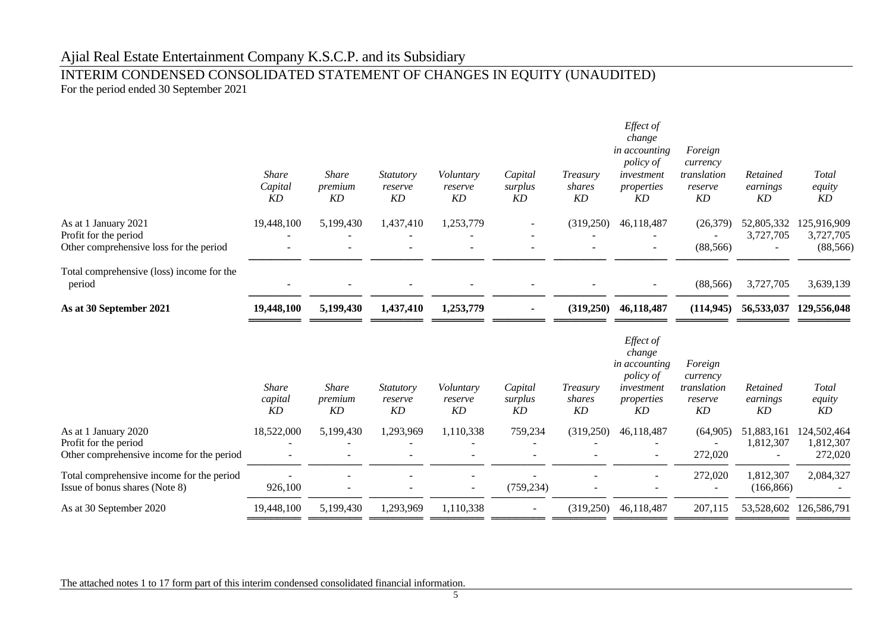# Ajial Real Estate Entertainment Company K.S.C.P. and its Subsidiary

## INTERIM CONDENSED CONSOLIDATED STATEMENT OF CHANGES IN EQUITY (UNAUDITED)

For the period ended 30 September 2021

| | *Share Capital KD* | *Share premium KD* | *Statutory reserve KD* | *Voluntary reserve KD* | *Capital surplus KD* | *Treasury shares KD* | *Effect of change in accounting policy of investment properties KD* | *Foreign currency translation reserve KD* | *Retained earnings KD* | *Total equity KD* |
|---|---|---|---|---|---|---|---|---|---|---|
| As at 1 January 2021 | 19,448,100 | 5,199,430 | 1,437,410 | 1,253,779 | - | (319,250) | 46,118,487 | (26,379) | 52,805,332 | 125,916,909 |
| Profit for the period | - | - | - | - | - | - | - | - | 3,727,705 | 3,727,705 |
| Other comprehensive loss for the period | - | - | - | - | - | - | - | (88,566) | - | (88,566) |
| Total comprehensive (loss) income for the period | - | - | - | - | - | - | - | (88,566) | 3,727,705 | 3,639,139 |
| **As at 30 September 2021** | **19,448,100** | **5,199,430** | **1,437,410** | **1,253,779** | **-** | **(319,250)** | **46,118,487** | **(114,945)** | **56,533,037** | **129,556,048** |

| | *Share capital KD* | *Share premium KD* | *Statutory reserve KD* | *Voluntary reserve KD* | *Capital surplus KD* | *Treasury shares KD* | *Effect of change in accounting policy of investment properties KD* | *Foreign currency translation reserve KD* | *Retained earnings KD* | *Total equity KD* |
|---|---|---|---|---|---|---|---|---|---|---|
| As at 1 January 2020 | 18,522,000 | 5,199,430 | 1,293,969 | 1,110,338 | 759,234 | (319,250) | 46,118,487 | (64,905) | 51,883,161 | 124,502,464 |
| Profit for the period | - | - | - | - | - | - | - | - | 1,812,307 | 1,812,307 |
| Other comprehensive income for the period | - | - | - | - | - | - | - | 272,020 | - | 272,020 |
| Total comprehensive income for the period | - | - | - | - | - | - | - | 272,020 | 1,812,307 | 2,084,327 |
| Issue of bonus shares (Note 8) | 926,100 | - | - | - | (759,234) | - | - | - | (166,866) | - |
| As at 30 September 2020 | 19,448,100 | 5,199,430 | 1,293,969 | 1,110,338 | - | (319,250) | 46,118,487 | 207,115 | 53,528,602 | 126,586,791 |

The attached notes 1 to 17 form part of this interim condensed consolidated financial information.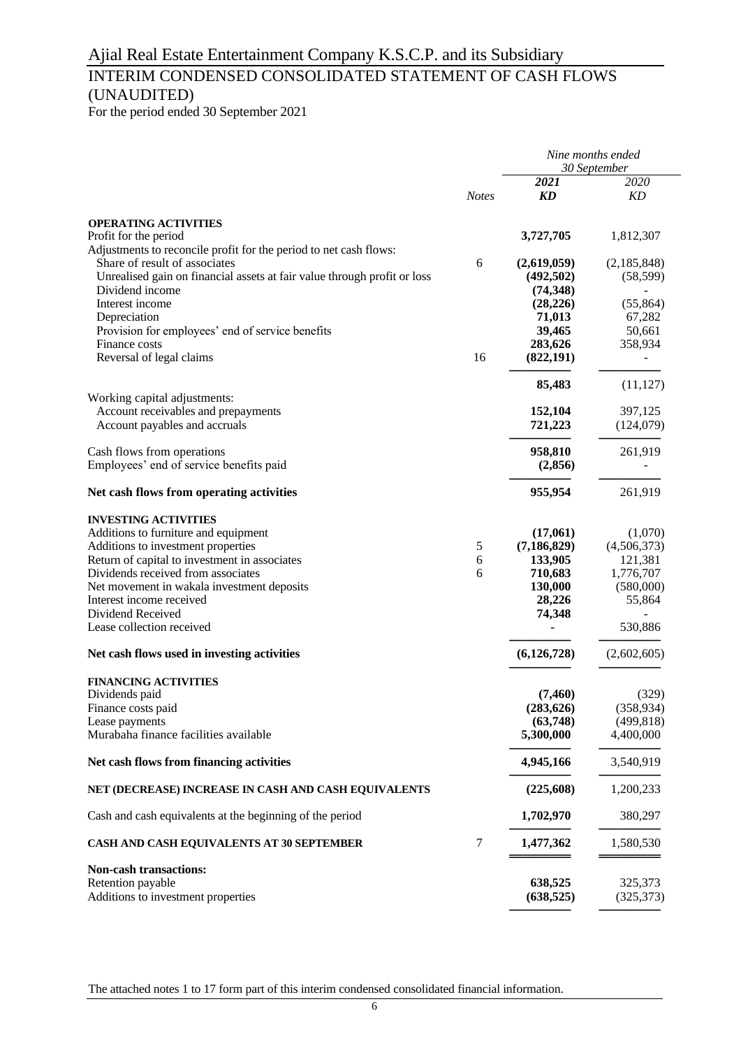# Ajial Real Estate Entertainment Company K.S.C.P. and its Subsidiary

## INTERIM CONDENSED CONSOLIDATED STATEMENT OF CASH FLOWS (UNAUDITED)

For the period ended 30 September 2021

| | Notes | *Nine months ended 30 September* | |
|---|---|---|---|
| | | ***2021*** | *2020* |
| | | ***KD*** | *KD* |
| **OPERATING ACTIVITIES** | | | |
| Profit for the period | | **3,727,705** | 1,812,307 |
| Adjustments to reconcile profit for the period to net cash flows: | | | |
| Share of result of associates | 6 | **(2,619,059)** | (2,185,848) |
| Unrealised gain on financial assets at fair value through profit or loss | | **(492,502)** | (58,599) |
| Dividend income | | **(74,348)** | - |
| Interest income | | **(28,226)** | (55,864) |
| Depreciation | | **71,013** | 67,282 |
| Provision for employees' end of service benefits | | **39,465** | 50,661 |
| Finance costs | | **283,626** | 358,934 |
| Reversal of legal claims | 16 | **(822,191)** | - |
| | | **85,483** | (11,127) |
| Working capital adjustments: | | | |
| Account receivables and prepayments | | **152,104** | 397,125 |
| Account payables and accruals | | **721,223** | (124,079) |
| Cash flows from operations | | **958,810** | 261,919 |
| Employees' end of service benefits paid | | **(2,856)** | - |
| **Net cash flows from operating activities** | | **955,954** | 261,919 |
| **INVESTING ACTIVITIES** | | | |
| Additions to furniture and equipment | | **(17,061)** | (1,070) |
| Additions to investment properties | 5 | **(7,186,829)** | (4,506,373) |
| Return of capital to investment in associates | 6 | **133,905** | 121,381 |
| Dividends received from associates | 6 | **710,683** | 1,776,707 |
| Net movement in wakala investment deposits | | **130,000** | (580,000) |
| Interest income received | | **28,226** | 55,864 |
| Dividend Received | | **74,348** | - |
| Lease collection received | | **-** | 530,886 |
| **Net cash flows used in investing activities** | | **(6,126,728)** | (2,602,605) |
| **FINANCING ACTIVITIES** | | | |
| Dividends paid | | **(7,460)** | (329) |
| Finance costs paid | | **(283,626)** | (358,934) |
| Lease payments | | **(63,748)** | (499,818) |
| Murabaha finance facilities available | | **5,300,000** | 4,400,000 |
| **Net cash flows from financing activities** | | **4,945,166** | 3,540,919 |
| **NET (DECREASE) INCREASE IN CASH AND CASH EQUIVALENTS** | | **(225,608)** | 1,200,233 |
| Cash and cash equivalents at the beginning of the period | | **1,702,970** | 380,297 |
| **CASH AND CASH EQUIVALENTS AT 30 SEPTEMBER** | 7 | **1,477,362** | 1,580,530 |
| **Non-cash transactions:** | | | |
| Retention payable | | **638,525** | 325,373 |
| Additions to investment properties | | **(638,525)** | (325,373) |

The attached notes 1 to 17 form part of this interim condensed consolidated financial information.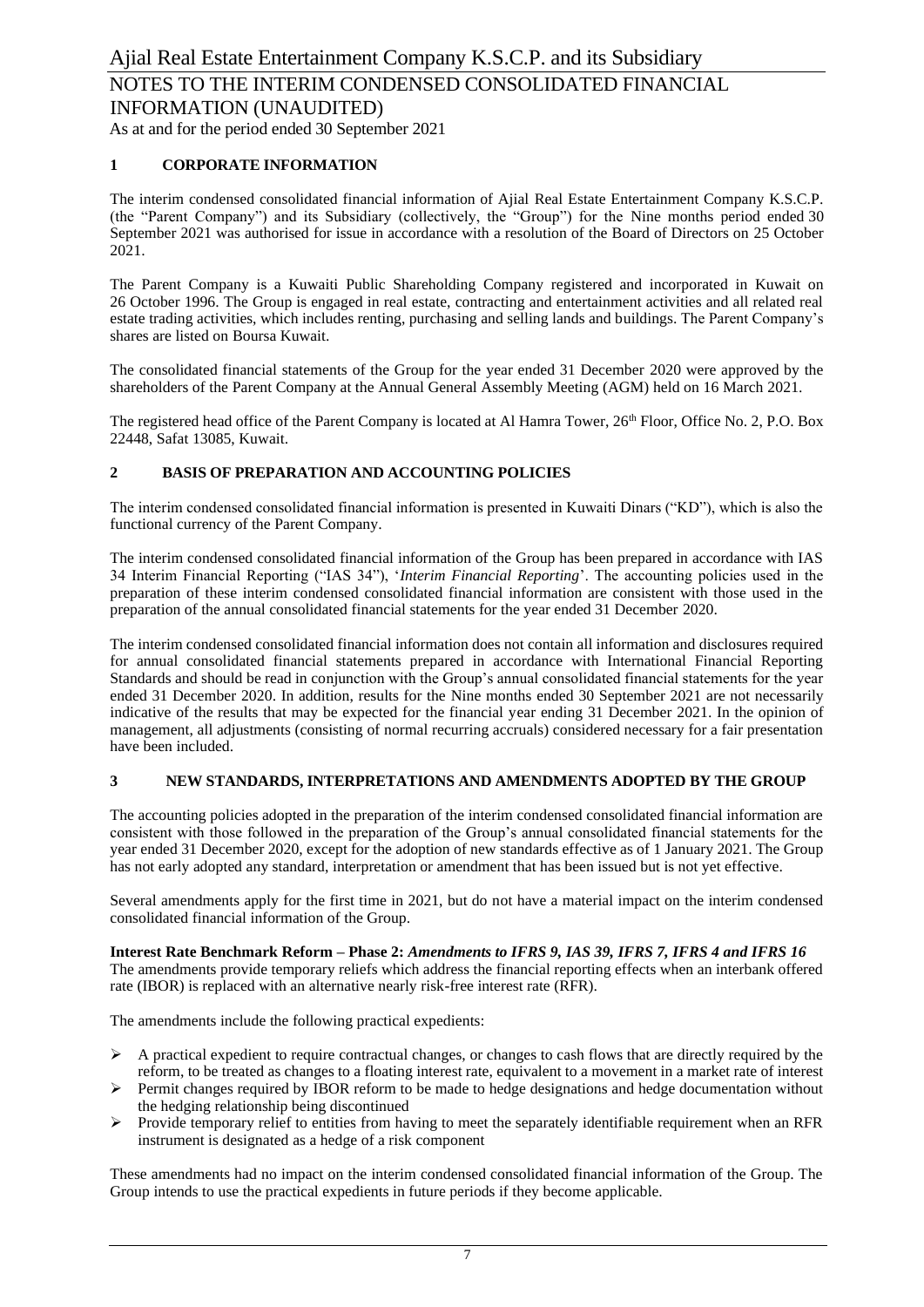# Ajial Real Estate Entertainment Company K.S.C.P. and its Subsidiary

## NOTES TO THE INTERIM CONDENSED CONSOLIDATED FINANCIAL INFORMATION (UNAUDITED)

As at and for the period ended 30 September 2021

### 1 CORPORATE INFORMATION

The interim condensed consolidated financial information of Ajial Real Estate Entertainment Company K.S.C.P. (the "Parent Company") and its Subsidiary (collectively, the "Group") for the Nine months period ended 30 September 2021 was authorised for issue in accordance with a resolution of the Board of Directors on 25 October 2021.

The Parent Company is a Kuwaiti Public Shareholding Company registered and incorporated in Kuwait on 26 October 1996. The Group is engaged in real estate, contracting and entertainment activities and all related real estate trading activities, which includes renting, purchasing and selling lands and buildings. The Parent Company's shares are listed on Boursa Kuwait.

The consolidated financial statements of the Group for the year ended 31 December 2020 were approved by the shareholders of the Parent Company at the Annual General Assembly Meeting (AGM) held on 16 March 2021.

The registered head office of the Parent Company is located at Al Hamra Tower, 26th Floor, Office No. 2, P.O. Box 22448, Safat 13085, Kuwait.

### 2 BASIS OF PREPARATION AND ACCOUNTING POLICIES

The interim condensed consolidated financial information is presented in Kuwaiti Dinars ("KD"), which is also the functional currency of the Parent Company.

The interim condensed consolidated financial information of the Group has been prepared in accordance with IAS 34 Interim Financial Reporting ("IAS 34"), '*Interim Financial Reporting*'. The accounting policies used in the preparation of these interim condensed consolidated financial information are consistent with those used in the preparation of the annual consolidated financial statements for the year ended 31 December 2020.

The interim condensed consolidated financial information does not contain all information and disclosures required for annual consolidated financial statements prepared in accordance with International Financial Reporting Standards and should be read in conjunction with the Group's annual consolidated financial statements for the year ended 31 December 2020. In addition, results for the Nine months ended 30 September 2021 are not necessarily indicative of the results that may be expected for the financial year ending 31 December 2021. In the opinion of management, all adjustments (consisting of normal recurring accruals) considered necessary for a fair presentation have been included.

### 3 NEW STANDARDS, INTERPRETATIONS AND AMENDMENTS ADOPTED BY THE GROUP

The accounting policies adopted in the preparation of the interim condensed consolidated financial information are consistent with those followed in the preparation of the Group's annual consolidated financial statements for the year ended 31 December 2020, except for the adoption of new standards effective as of 1 January 2021. The Group has not early adopted any standard, interpretation or amendment that has been issued but is not yet effective.

Several amendments apply for the first time in 2021, but do not have a material impact on the interim condensed consolidated financial information of the Group.

**Interest Rate Benchmark Reform – Phase 2:** ***Amendments to IFRS 9, IAS 39, IFRS 7, IFRS 4 and IFRS 16***
The amendments provide temporary reliefs which address the financial reporting effects when an interbank offered rate (IBOR) is replaced with an alternative nearly risk-free interest rate (RFR).

The amendments include the following practical expedients:

- A practical expedient to require contractual changes, or changes to cash flows that are directly required by the reform, to be treated as changes to a floating interest rate, equivalent to a movement in a market rate of interest
- Permit changes required by IBOR reform to be made to hedge designations and hedge documentation without the hedging relationship being discontinued
- Provide temporary relief to entities from having to meet the separately identifiable requirement when an RFR instrument is designated as a hedge of a risk component

These amendments had no impact on the interim condensed consolidated financial information of the Group. The Group intends to use the practical expedients in future periods if they become applicable.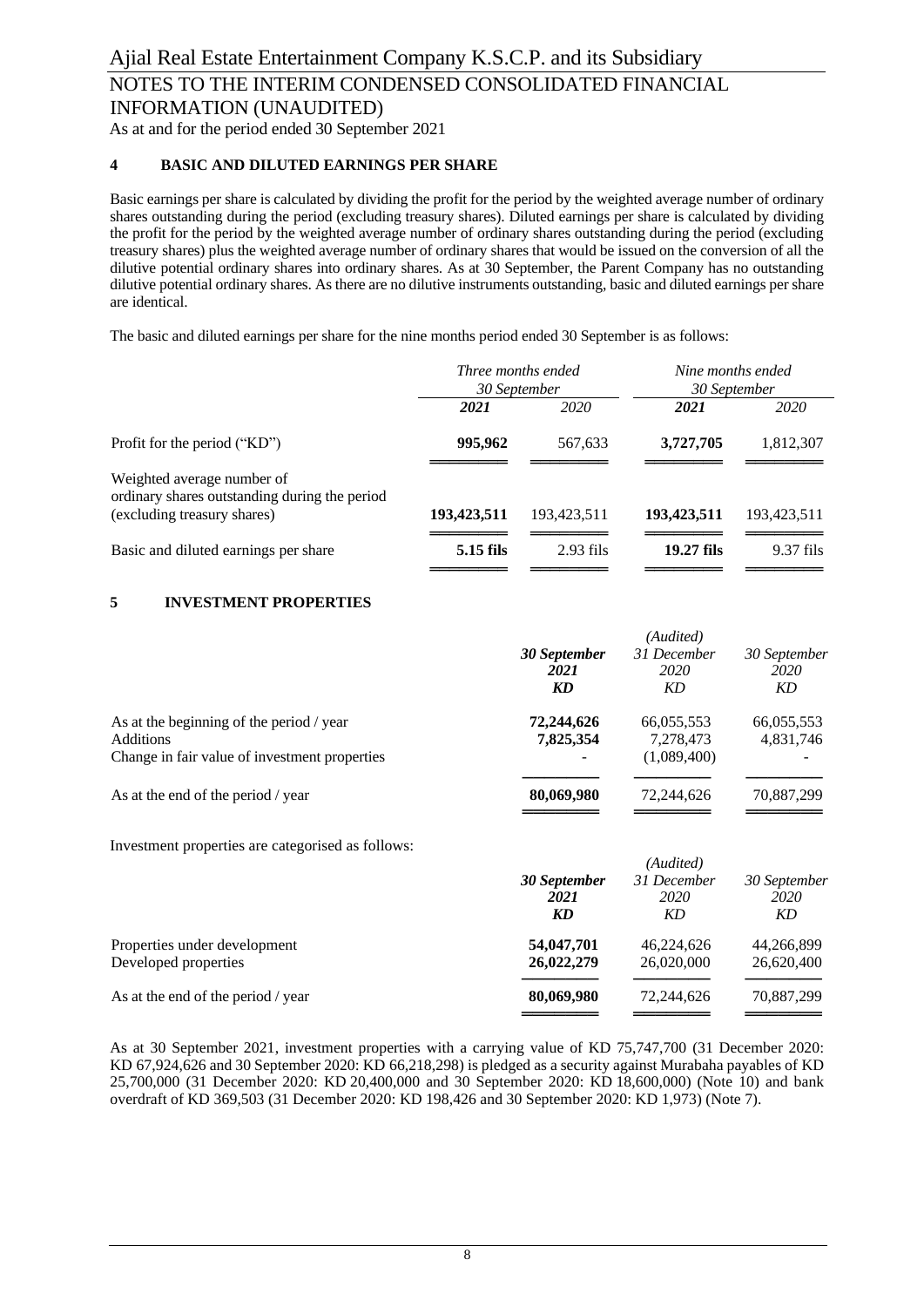## 4 BASIC AND DILUTED EARNINGS PER SHARE

Basic earnings per share is calculated by dividing the profit for the period by the weighted average number of ordinary shares outstanding during the period (excluding treasury shares). Diluted earnings per share is calculated by dividing the profit for the period by the weighted average number of ordinary shares outstanding during the period (excluding treasury shares) plus the weighted average number of ordinary shares that would be issued on the conversion of all the dilutive potential ordinary shares into ordinary shares. As at 30 September, the Parent Company has no outstanding dilutive potential ordinary shares. As there are no dilutive instruments outstanding, basic and diluted earnings per share are identical.

The basic and diluted earnings per share for the nine months period ended 30 September is as follows:

| | *Three months ended 30 September* | | *Nine months ended 30 September* | |
|---|---|---|---|---|
| | ***2021*** | *2020* | ***2021*** | *2020* |
| Profit for the period ("KD") | **995,962** | 567,633 | **3,727,705** | 1,812,307 |
| Weighted average number of ordinary shares outstanding during the period (excluding treasury shares) | **193,423,511** | 193,423,511 | **193,423,511** | 193,423,511 |
| Basic and diluted earnings per share | **5.15 fils** | 2.93 fils | **19.27 fils** | 9.37 fils |

## 5 INVESTMENT PROPERTIES

| | ***30 September 2021 KD*** | *(Audited) 31 December 2020 KD* | *30 September 2020 KD* |
|---|---|---|---|
| As at the beginning of the period / year | **72,244,626** | 66,055,553 | 66,055,553 |
| Additions | **7,825,354** | 7,278,473 | 4,831,746 |
| Change in fair value of investment properties | - | (1,089,400) | - |
| As at the end of the period / year | **80,069,980** | 72,244,626 | 70,887,299 |

Investment properties are categorised as follows:

| | ***30 September 2021 KD*** | *(Audited) 31 December 2020 KD* | *30 September 2020 KD* |
|---|---|---|---|
| Properties under development | **54,047,701** | 46,224,626 | 44,266,899 |
| Developed properties | **26,022,279** | 26,020,000 | 26,620,400 |
| As at the end of the period / year | **80,069,980** | 72,244,626 | 70,887,299 |

As at 30 September 2021, investment properties with a carrying value of KD 75,747,700 (31 December 2020: KD 67,924,626 and 30 September 2020: KD 66,218,298) is pledged as a security against Murabaha payables of KD 25,700,000 (31 December 2020: KD 20,400,000 and 30 September 2020: KD 18,600,000) (Note 10) and bank overdraft of KD 369,503 (31 December 2020: KD 198,426 and 30 September 2020: KD 1,973) (Note 7).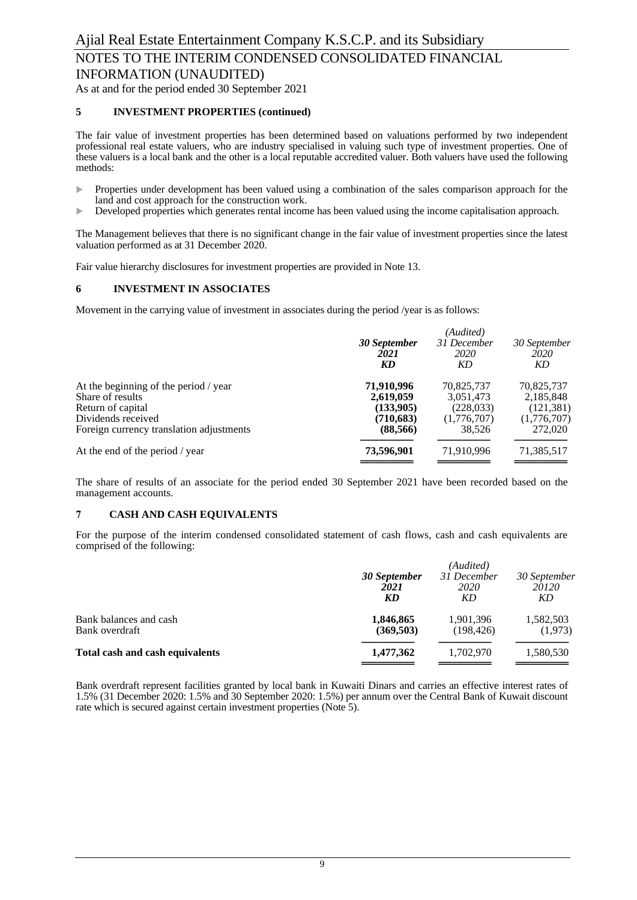## 5 INVESTMENT PROPERTIES (continued)

The fair value of investment properties has been determined based on valuations performed by two independent professional real estate valuers, who are industry specialised in valuing such type of investment properties. One of these valuers is a local bank and the other is a local reputable accredited valuer. Both valuers have used the following methods:

- Properties under development has been valued using a combination of the sales comparison approach for the land and cost approach for the construction work.
- Developed properties which generates rental income has been valued using the income capitalisation approach.

The Management believes that there is no significant change in the fair value of investment properties since the latest valuation performed as at 31 December 2020.

Fair value hierarchy disclosures for investment properties are provided in Note 13.

## 6 INVESTMENT IN ASSOCIATES

Movement in the carrying value of investment in associates during the period /year is as follows:

| | ***30 September 2021 KD*** | *(Audited) 31 December 2020 KD* | *30 September 2020 KD* |
|---|---|---|---|
| At the beginning of the period / year | **71,910,996** | 70,825,737 | 70,825,737 |
| Share of results | **2,619,059** | 3,051,473 | 2,185,848 |
| Return of capital | **(133,905)** | (228,033) | (121,381) |
| Dividends received | **(710,683)** | (1,776,707) | (1,776,707) |
| Foreign currency translation adjustments | **(88,566)** | 38,526 | 272,020 |
| At the end of the period / year | **73,596,901** | 71,910,996 | 71,385,517 |

The share of results of an associate for the period ended 30 September 2021 have been recorded based on the management accounts.

## 7 CASH AND CASH EQUIVALENTS

For the purpose of the interim condensed consolidated statement of cash flows, cash and cash equivalents are comprised of the following:

| | ***30 September 2021 KD*** | *(Audited) 31 December 2020 KD* | *30 September 20120 KD* |
|---|---|---|---|
| Bank balances and cash | **1,846,865** | 1,901,396 | 1,582,503 |
| Bank overdraft | **(369,503)** | (198,426) | (1,973) |
| **Total cash and cash equivalents** | **1,477,362** | 1,702,970 | 1,580,530 |

Bank overdraft represent facilities granted by local bank in Kuwaiti Dinars and carries an effective interest rates of 1.5% (31 December 2020: 1.5% and 30 September 2020: 1.5%) per annum over the Central Bank of Kuwait discount rate which is secured against certain investment properties (Note 5).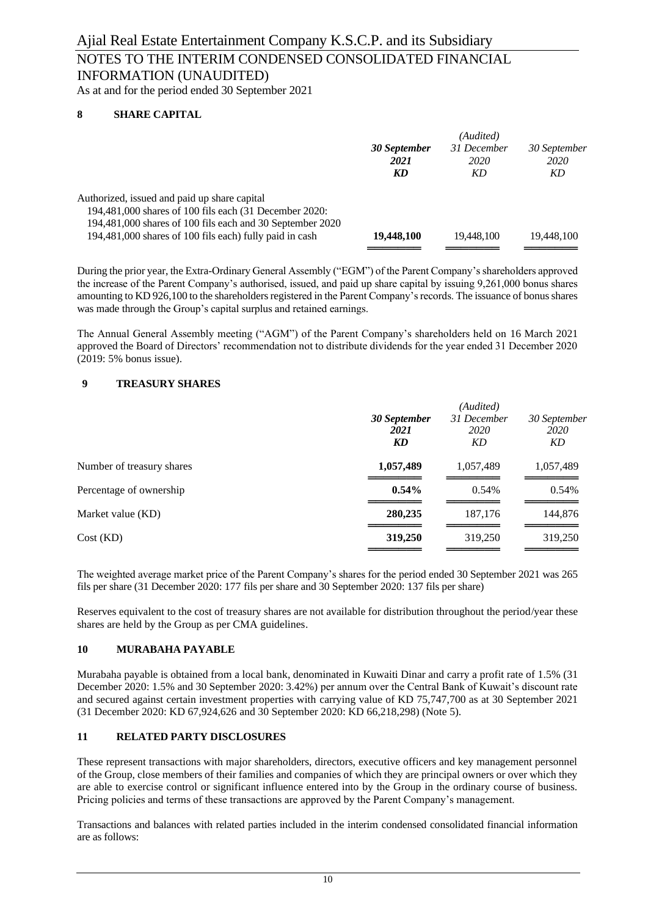## 8 SHARE CAPITAL

| | 30 September 2021 KD | (Audited) 31 December 2020 KD | 30 September 2020 KD |
|---|---|---|---|
| Authorized, issued and paid up share capital 194,481,000 shares of 100 fils each (31 December 2020: 194,481,000 shares of 100 fils each and 30 September 2020 194,481,000 shares of 100 fils each) fully paid in cash | **19,448,100** | 19,448,100 | 19,448,100 |

During the prior year, the Extra-Ordinary General Assembly ("EGM") of the Parent Company's shareholders approved the increase of the Parent Company's authorised, issued, and paid up share capital by issuing 9,261,000 bonus shares amounting to KD 926,100 to the shareholders registered in the Parent Company's records. The issuance of bonus shares was made through the Group's capital surplus and retained earnings.

The Annual General Assembly meeting ("AGM") of the Parent Company's shareholders held on 16 March 2021 approved the Board of Directors' recommendation not to distribute dividends for the year ended 31 December 2020 (2019: 5% bonus issue).

## 9 TREASURY SHARES

| | 30 September 2021 KD | (Audited) 31 December 2020 KD | 30 September 2020 KD |
|---|---|---|---|
| Number of treasury shares | **1,057,489** | 1,057,489 | 1,057,489 |
| Percentage of ownership | **0.54%** | 0.54% | 0.54% |
| Market value (KD) | **280,235** | 187,176 | 144,876 |
| Cost (KD) | **319,250** | 319,250 | 319,250 |

The weighted average market price of the Parent Company's shares for the period ended 30 September 2021 was 265 fils per share (31 December 2020: 177 fils per share and 30 September 2020: 137 fils per share)

Reserves equivalent to the cost of treasury shares are not available for distribution throughout the period/year these shares are held by the Group as per CMA guidelines.

## 10 MURABAHA PAYABLE

Murabaha payable is obtained from a local bank, denominated in Kuwaiti Dinar and carry a profit rate of 1.5% (31 December 2020: 1.5% and 30 September 2020: 3.42%) per annum over the Central Bank of Kuwait's discount rate and secured against certain investment properties with carrying value of KD 75,747,700 as at 30 September 2021 (31 December 2020: KD 67,924,626 and 30 September 2020: KD 66,218,298) (Note 5).

## 11 RELATED PARTY DISCLOSURES

These represent transactions with major shareholders, directors, executive officers and key management personnel of the Group, close members of their families and companies of which they are principal owners or over which they are able to exercise control or significant influence entered into by the Group in the ordinary course of business. Pricing policies and terms of these transactions are approved by the Parent Company's management.

Transactions and balances with related parties included in the interim condensed consolidated financial information are as follows: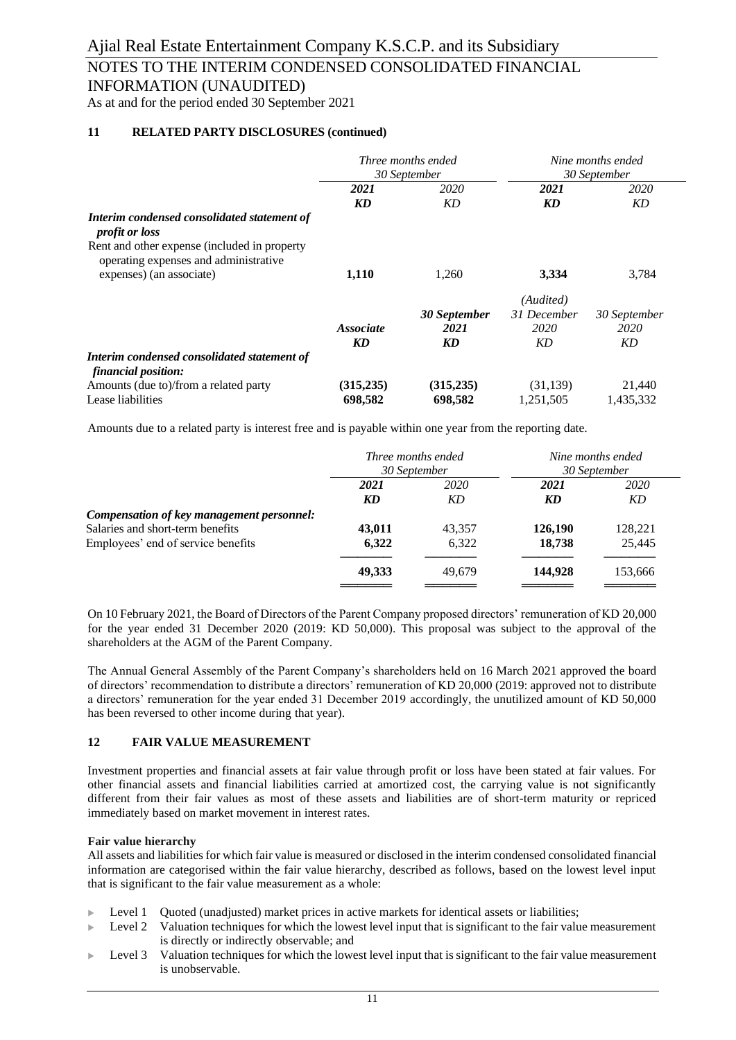## 11 RELATED PARTY DISCLOSURES (continued)

| | *Three months ended 30 September* | | *Nine months ended 30 September* | |
|---|---|---|---|---|
| | ***2021*** | *2020* | ***2021*** | *2020* |
| | ***KD*** | *KD* | ***KD*** | *KD* |
| ***Interim condensed consolidated statement of profit or loss*** | | | | |
| Rent and other expense (included in property operating expenses and administrative expenses) (an associate) | **1,110** | 1,260 | **3,334** | 3,784 |

| | ***Associate*** | ***30 September 2021*** | *(Audited) 31 December 2020* | *30 September 2020* |
|---|---|---|---|---|
| | ***KD*** | ***KD*** | *KD* | *KD* |
| ***Interim condensed consolidated statement of financial position:*** | | | | |
| Amounts (due to)/from a related party | **(315,235)** | **(315,235)** | (31,139) | 21,440 |
| Lease liabilities | **698,582** | **698,582** | 1,251,505 | 1,435,332 |

Amounts due to a related party is interest free and is payable within one year from the reporting date.

| | *Three months ended 30 September* | | *Nine months ended 30 September* | |
|---|---|---|---|---|
| | ***2021*** | *2020* | ***2021*** | *2020* |
| | ***KD*** | *KD* | ***KD*** | *KD* |
| ***Compensation of key management personnel:*** | | | | |
| Salaries and short-term benefits | **43,011** | 43,357 | **126,190** | 128,221 |
| Employees' end of service benefits | **6,322** | 6,322 | **18,738** | 25,445 |
| | **49,333** | 49,679 | **144,928** | 153,666 |

On 10 February 2021, the Board of Directors of the Parent Company proposed directors' remuneration of KD 20,000 for the year ended 31 December 2020 (2019: KD 50,000). This proposal was subject to the approval of the shareholders at the AGM of the Parent Company.

The Annual General Assembly of the Parent Company's shareholders held on 16 March 2021 approved the board of directors' recommendation to distribute a directors' remuneration of KD 20,000 (2019: approved not to distribute a directors' remuneration for the year ended 31 December 2019 accordingly, the unutilized amount of KD 50,000 has been reversed to other income during that year).

## 12 FAIR VALUE MEASUREMENT

Investment properties and financial assets at fair value through profit or loss have been stated at fair values. For other financial assets and financial liabilities carried at amortized cost, the carrying value is not significantly different from their fair values as most of these assets and liabilities are of short-term maturity or repriced immediately based on market movement in interest rates.

**Fair value hierarchy**

All assets and liabilities for which fair value is measured or disclosed in the interim condensed consolidated financial information are categorised within the fair value hierarchy, described as follows, based on the lowest level input that is significant to the fair value measurement as a whole:

- Level 1 Quoted (unadjusted) market prices in active markets for identical assets or liabilities;
- Level 2 Valuation techniques for which the lowest level input that is significant to the fair value measurement is directly or indirectly observable; and
- Level 3 Valuation techniques for which the lowest level input that is significant to the fair value measurement is unobservable.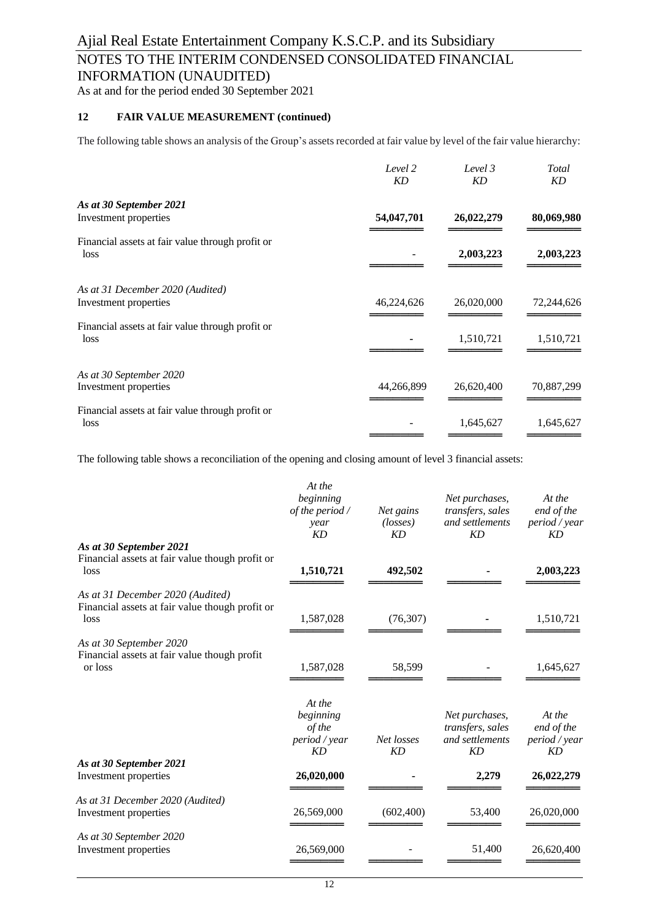## 12 FAIR VALUE MEASUREMENT (continued)

The following table shows an analysis of the Group's assets recorded at fair value by level of the fair value hierarchy:

| | *Level 2* *KD* | *Level 3* *KD* | *Total* *KD* |
|---|---|---|---|
| ***As at 30 September 2021*** | | | |
| Investment properties | **54,047,701** | **26,022,279** | **80,069,980** |
| Financial assets at fair value through profit or loss | **-** | **2,003,223** | **2,003,223** |
| *As at 31 December 2020 (Audited)* | | | |
| Investment properties | 46,224,626 | 26,020,000 | 72,244,626 |
| Financial assets at fair value through profit or loss | - | 1,510,721 | 1,510,721 |
| *As at 30 September 2020* | | | |
| Investment properties | 44,266,899 | 26,620,400 | 70,887,299 |
| Financial assets at fair value through profit or loss | - | 1,645,627 | 1,645,627 |

The following table shows a reconciliation of the opening and closing amount of level 3 financial assets:

| | *At the beginning of the period / year* *KD* | *Net gains (losses)* *KD* | *Net purchases, transfers, sales and settlements* *KD* | *At the end of the period / year* *KD* |
|---|---|---|---|---|
| ***As at 30 September 2021*** | | | | |
| Financial assets at fair value though profit or loss | **1,510,721** | **492,502** | **-** | **2,003,223** |
| *As at 31 December 2020 (Audited)* | | | | |
| Financial assets at fair value though profit or loss | 1,587,028 | (76,307) | - | 1,510,721 |
| *As at 30 September 2020* | | | | |
| Financial assets at fair value though profit or loss | 1,587,028 | 58,599 | - | 1,645,627 |

| | *At the beginning of the period / year* *KD* | *Net losses* *KD* | *Net purchases, transfers, sales and settlements* *KD* | *At the end of the period / year* *KD* |
|---|---|---|---|---|
| ***As at 30 September 2021*** | | | | |
| Investment properties | **26,020,000** | **-** | **2,279** | **26,022,279** |
| *As at 31 December 2020 (Audited)* | | | | |
| Investment properties | 26,569,000 | (602,400) | 53,400 | 26,020,000 |
| *As at 30 September 2020* | | | | |
| Investment properties | 26,569,000 | - | 51,400 | 26,620,400 |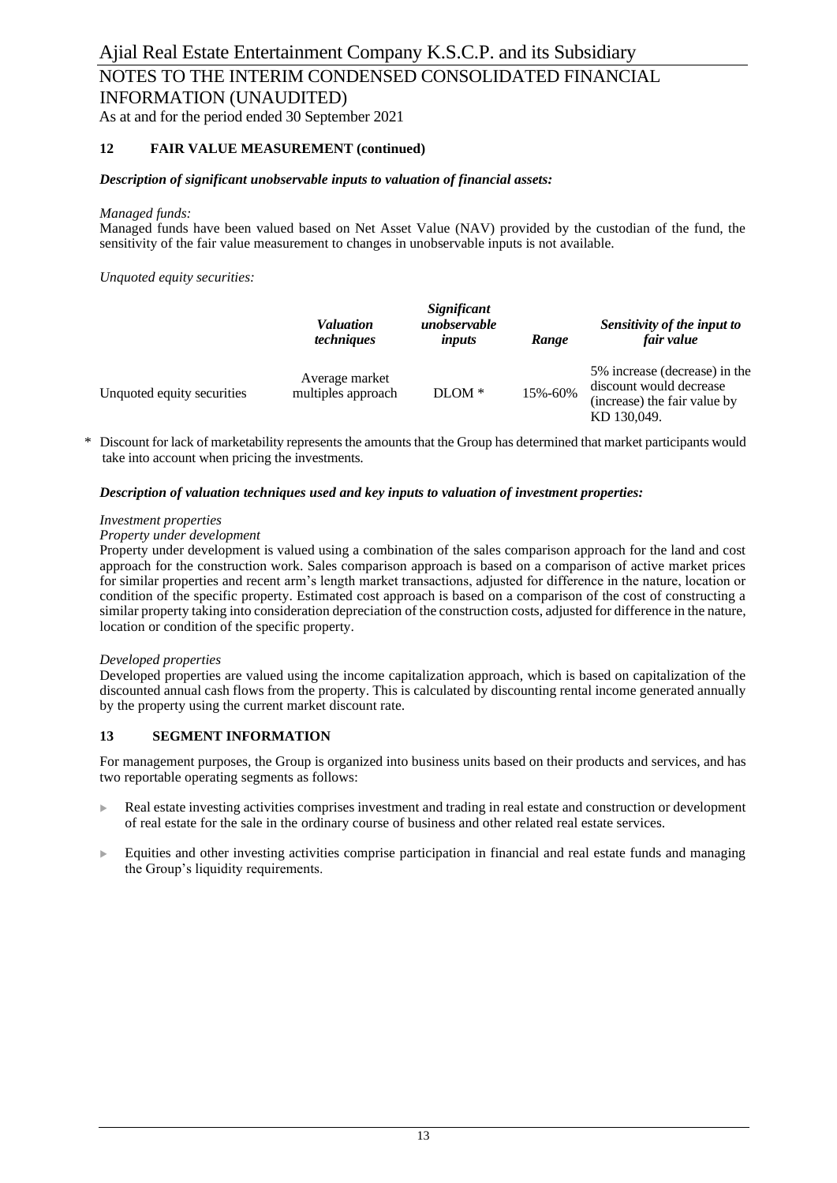## 12 FAIR VALUE MEASUREMENT (continued)

***Description of significant unobservable inputs to valuation of financial assets:***

*Managed funds:*

Managed funds have been valued based on Net Asset Value (NAV) provided by the custodian of the fund, the sensitivity of the fair value measurement to changes in unobservable inputs is not available.

*Unquoted equity securities:*

| | *Valuation techniques* | *Significant unobservable inputs* | *Range* | *Sensitivity of the input to fair value* |
|---|---|---|---|---|
| Unquoted equity securities | Average market multiples approach | DLOM * | 15%-60% | 5% increase (decrease) in the discount would decrease (increase) the fair value by KD 130,049. |

\* Discount for lack of marketability represents the amounts that the Group has determined that market participants would take into account when pricing the investments.

***Description of valuation techniques used and key inputs to valuation of investment properties:***

*Investment properties*

*Property under development*

Property under development is valued using a combination of the sales comparison approach for the land and cost approach for the construction work. Sales comparison approach is based on a comparison of active market prices for similar properties and recent arm's length market transactions, adjusted for difference in the nature, location or condition of the specific property. Estimated cost approach is based on a comparison of the cost of constructing a similar property taking into consideration depreciation of the construction costs, adjusted for difference in the nature, location or condition of the specific property.

*Developed properties*

Developed properties are valued using the income capitalization approach, which is based on capitalization of the discounted annual cash flows from the property. This is calculated by discounting rental income generated annually by the property using the current market discount rate.

## 13 SEGMENT INFORMATION

For management purposes, the Group is organized into business units based on their products and services, and has two reportable operating segments as follows:

- Real estate investing activities comprises investment and trading in real estate and construction or development of real estate for the sale in the ordinary course of business and other related real estate services.
- Equities and other investing activities comprise participation in financial and real estate funds and managing the Group's liquidity requirements.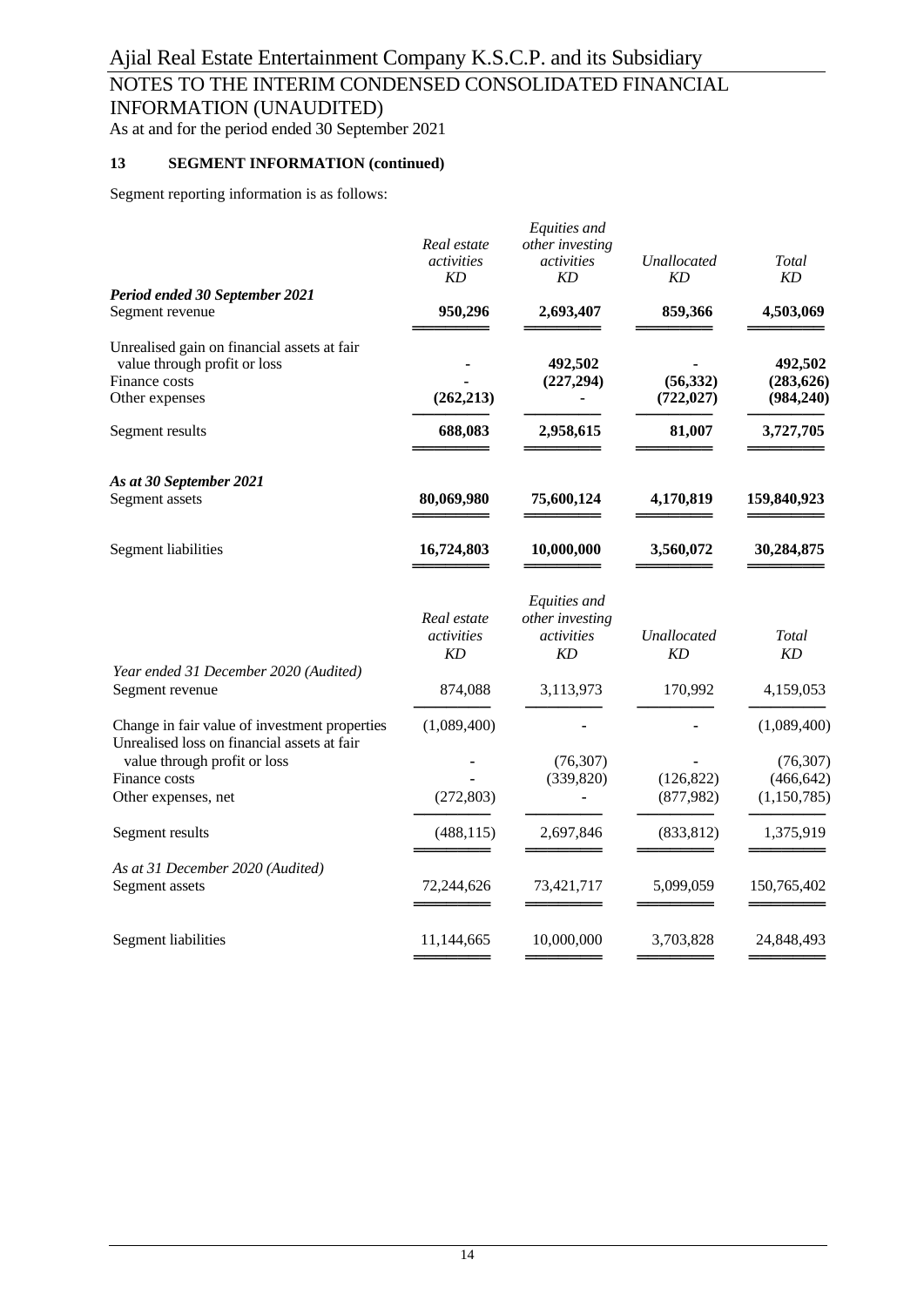# Ajial Real Estate Entertainment Company K.S.C.P. and its Subsidiary

## NOTES TO THE INTERIM CONDENSED CONSOLIDATED FINANCIAL INFORMATION (UNAUDITED)

As at and for the period ended 30 September 2021

### 13 SEGMENT INFORMATION (continued)

Segment reporting information is as follows:

| | *Real estate activities KD* | *Equities and other investing activities KD* | *Unallocated KD* | *Total KD* |
|---|---|---|---|---|
| ***Period ended 30 September 2021*** | | | | |
| Segment revenue | **950,296** | **2,693,407** | **859,366** | **4,503,069** |
| Unrealised gain on financial assets at fair value through profit or loss | **-** | **492,502** | **-** | **492,502** |
| Finance costs | **-** | **(227,294)** | **(56,332)** | **(283,626)** |
| Other expenses | **(262,213)** | **-** | **(722,027)** | **(984,240)** |
| Segment results | **688,083** | **2,958,615** | **81,007** | **3,727,705** |
| ***As at 30 September 2021*** | | | | |
| Segment assets | **80,069,980** | **75,600,124** | **4,170,819** | **159,840,923** |
| Segment liabilities | **16,724,803** | **10,000,000** | **3,560,072** | **30,284,875** |

| | *Real estate activities KD* | *Equities and other investing activities KD* | *Unallocated KD* | *Total KD* |
|---|---|---|---|---|
| *Year ended 31 December 2020 (Audited)* | | | | |
| Segment revenue | 874,088 | 3,113,973 | 170,992 | 4,159,053 |
| Change in fair value of investment properties | (1,089,400) | - | - | (1,089,400) |
| Unrealised loss on financial assets at fair value through profit or loss | - | (76,307) | - | (76,307) |
| Finance costs | - | (339,820) | (126,822) | (466,642) |
| Other expenses, net | (272,803) | - | (877,982) | (1,150,785) |
| Segment results | (488,115) | 2,697,846 | (833,812) | 1,375,919 |
| *As at 31 December 2020 (Audited)* | | | | |
| Segment assets | 72,244,626 | 73,421,717 | 5,099,059 | 150,765,402 |
| Segment liabilities | 11,144,665 | 10,000,000 | 3,703,828 | 24,848,493 |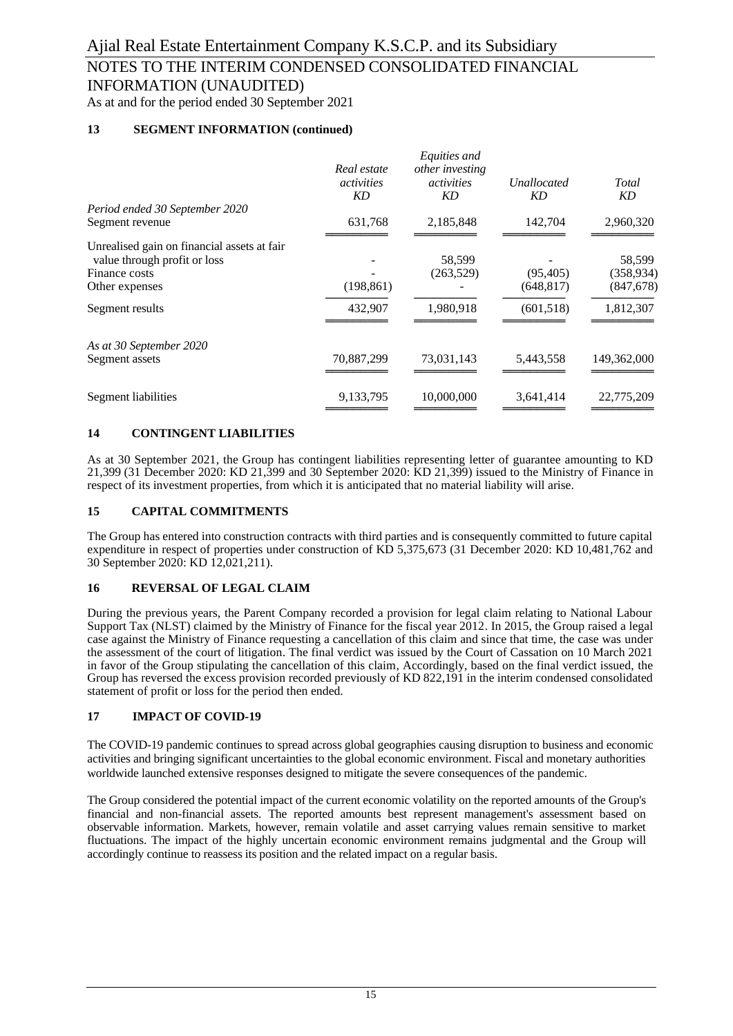## 13 SEGMENT INFORMATION (continued)

| | *Real estate activities* *KD* | *Equities and other investing activities* *KD* | *Unallocated* *KD* | *Total* *KD* |
|---|---|---|---|---|
| *Period ended 30 September 2020* | | | | |
| Segment revenue | 631,768 | 2,185,848 | 142,704 | 2,960,320 |
| Unrealised gain on financial assets at fair value through profit or loss | - | 58,599 | - | 58,599 |
| Finance costs | - | (263,529) | (95,405) | (358,934) |
| Other expenses | (198,861) | - | (648,817) | (847,678) |
| Segment results | 432,907 | 1,980,918 | (601,518) | 1,812,307 |
| *As at 30 September 2020* | | | | |
| Segment assets | 70,887,299 | 73,031,143 | 5,443,558 | 149,362,000 |
| Segment liabilities | 9,133,795 | 10,000,000 | 3,641,414 | 22,775,209 |

## 14 CONTINGENT LIABILITIES

As at 30 September 2021, the Group has contingent liabilities representing letter of guarantee amounting to KD 21,399 (31 December 2020: KD 21,399 and 30 September 2020: KD 21,399) issued to the Ministry of Finance in respect of its investment properties, from which it is anticipated that no material liability will arise.

## 15 CAPITAL COMMITMENTS

The Group has entered into construction contracts with third parties and is consequently committed to future capital expenditure in respect of properties under construction of KD 5,375,673 (31 December 2020: KD 10,481,762 and 30 September 2020: KD 12,021,211).

## 16 REVERSAL OF LEGAL CLAIM

During the previous years, the Parent Company recorded a provision for legal claim relating to National Labour Support Tax (NLST) claimed by the Ministry of Finance for the fiscal year 2012. In 2015, the Group raised a legal case against the Ministry of Finance requesting a cancellation of this claim and since that time, the case was under the assessment of the court of litigation. The final verdict was issued by the Court of Cassation on 10 March 2021 in favor of the Group stipulating the cancellation of this claim, Accordingly, based on the final verdict issued, the Group has reversed the excess provision recorded previously of KD 822,191 in the interim condensed consolidated statement of profit or loss for the period then ended.

## 17 IMPACT OF COVID-19

The COVID-19 pandemic continues to spread across global geographies causing disruption to business and economic activities and bringing significant uncertainties to the global economic environment. Fiscal and monetary authorities worldwide launched extensive responses designed to mitigate the severe consequences of the pandemic.

The Group considered the potential impact of the current economic volatility on the reported amounts of the Group's financial and non-financial assets. The reported amounts best represent management's assessment based on observable information. Markets, however, remain volatile and asset carrying values remain sensitive to market fluctuations. The impact of the highly uncertain economic environment remains judgmental and the Group will accordingly continue to reassess its position and the related impact on a regular basis.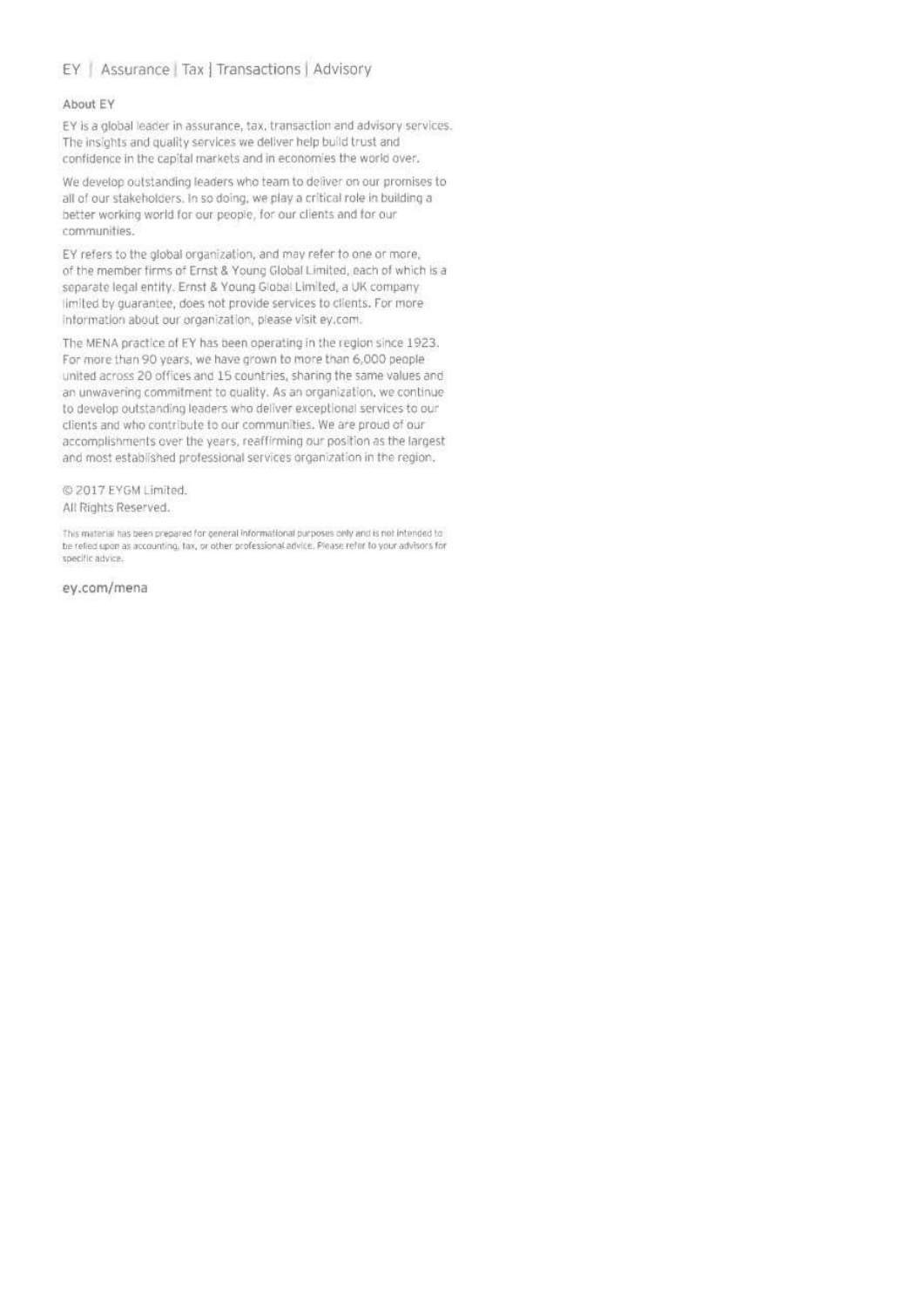EY | Assurance | Tax | Transactions | Advisory

## About EY

EY is a global leader in assurance, tax, transaction and advisory services. The insights and quality services we deliver help build trust and confidence in the capital markets and in economies the world over.

We develop outstanding leaders who team to deliver on our promises to all of our stakeholders. In so doing, we play a critical role in building a better working world for our people, for our clients and for our communities.

EY refers to the global organization, and may refer to one or more, of the member firms of Ernst & Young Global Limited, each of which is a separate legal entity. Ernst & Young Global Limited, a UK company limited by guarantee, does not provide services to clients. For more information about our organization, please visit ey.com.

The MENA practice of EY has been operating in the region since 1923. For more than 90 years, we have grown to more than 6,000 people united across 20 offices and 15 countries, sharing the same values and an unwavering commitment to quality. As an organization, we continue to develop outstanding leaders who deliver exceptional services to our clients and who contribute to our communities. We are proud of our accomplishments over the years, reaffirming our position as the largest and most established professional services organization in the region.

© 2017 EYGM Limited.
All Rights Reserved.

This material has been prepared for general informational purposes only and is not intended to be relied upon as accounting, tax, or other professional advice. Please refer to your advisors for specific advice.

ey.com/mena